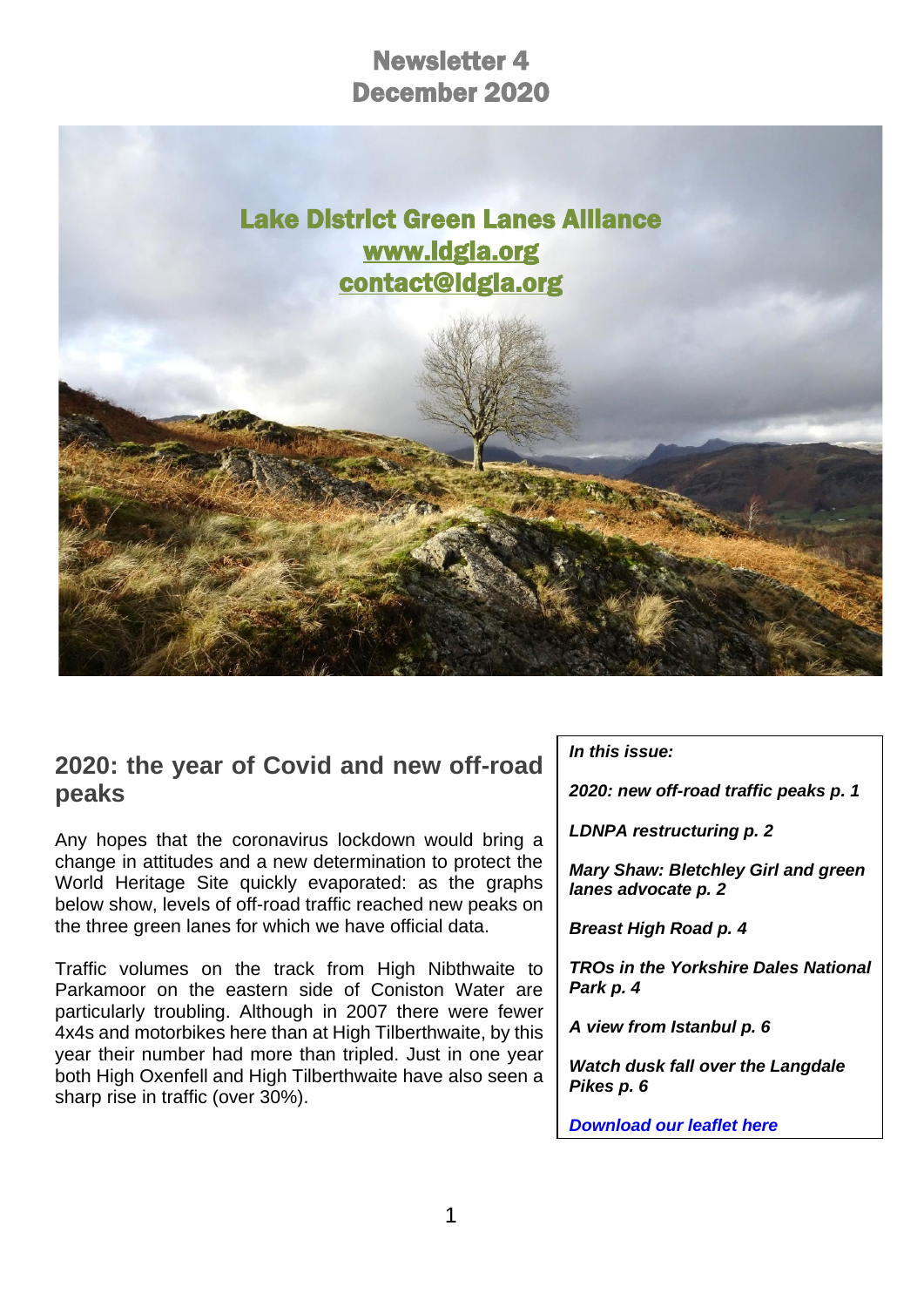# Newsletter 4
# December 2020

**Lake District Green Lanes Alliance**
**www.ldgla.org**
**contact@ldgla.org**

## 2020: the year of Covid and new off-road peaks

Any hopes that the coronavirus lockdown would bring a change in attitudes and a new determination to protect the World Heritage Site quickly evaporated: as the graphs below show, levels of off-road traffic reached new peaks on the three green lanes for which we have official data.

Traffic volumes on the track from High Nibthwaite to Parkamoor on the eastern side of Coniston Water are particularly troubling. Although in 2007 there were fewer 4x4s and motorbikes here than at High Tilberthwaite, by this year their number had more than tripled. Just in one year both High Oxenfell and High Tilberthwaite have also seen a sharp rise in traffic (over 30%).

***In this issue:***

***2020: new off-road traffic peaks p. 1***

***LDNPA restructuring p. 2***

***Mary Shaw: Bletchley Girl and green lanes advocate p. 2***

***Breast High Road p. 4***

***TROs in the Yorkshire Dales National Park p. 4***

***A view from Istanbul p. 6***

***Watch dusk fall over the Langdale Pikes p. 6***

***Download our leaflet here***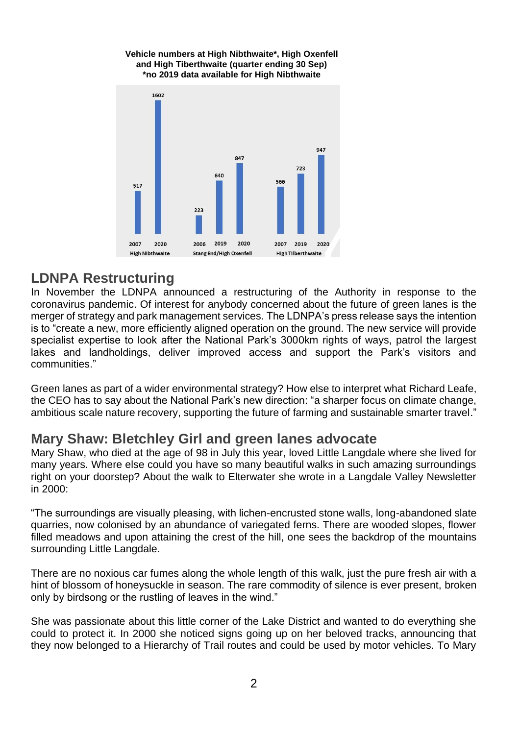**Vehicle numbers at High Nibthwaite\*, High Oxenfell and High Tiberthwaite (quarter ending 30 Sep)**
**\*no 2019 data available for High Nibthwaite**

| Location | Year | Vehicles |
| --- | --- | --- |
| High Nibthwaite | 2007 | 517 |
| High Nibthwaite | 2020 | 1602 |
| Stang End/High Oxenfell | 2006 | 223 |
| Stang End/High Oxenfell | 2019 | 640 |
| Stang End/High Oxenfell | 2020 | 847 |
| High Tilberthwaite | 2007 | 566 |
| High Tilberthwaite | 2019 | 723 |
| High Tilberthwaite | 2020 | 947 |

## LDNPA Restructuring

In November the LDNPA announced a restructuring of the Authority in response to the coronavirus pandemic. Of interest for anybody concerned about the future of green lanes is the merger of strategy and park management services. The LDNPA's press release says the intention is to "create a new, more efficiently aligned operation on the ground. The new service will provide specialist expertise to look after the National Park's 3000km rights of ways, patrol the largest lakes and landholdings, deliver improved access and support the Park's visitors and communities."

Green lanes as part of a wider environmental strategy? How else to interpret what Richard Leafe, the CEO has to say about the National Park's new direction: "a sharper focus on climate change, ambitious scale nature recovery, supporting the future of farming and sustainable smarter travel."

## Mary Shaw: Bletchley Girl and green lanes advocate

Mary Shaw, who died at the age of 98 in July this year, loved Little Langdale where she lived for many years. Where else could you have so many beautiful walks in such amazing surroundings right on your doorstep? About the walk to Elterwater she wrote in a Langdale Valley Newsletter in 2000:

"The surroundings are visually pleasing, with lichen-encrusted stone walls, long-abandoned slate quarries, now colonised by an abundance of variegated ferns. There are wooded slopes, flower filled meadows and upon attaining the crest of the hill, one sees the backdrop of the mountains surrounding Little Langdale.

There are no noxious car fumes along the whole length of this walk, just the pure fresh air with a hint of blossom of honeysuckle in season. The rare commodity of silence is ever present, broken only by birdsong or the rustling of leaves in the wind."

She was passionate about this little corner of the Lake District and wanted to do everything she could to protect it. In 2000 she noticed signs going up on her beloved tracks, announcing that they now belonged to a Hierarchy of Trail routes and could be used by motor vehicles. To Mary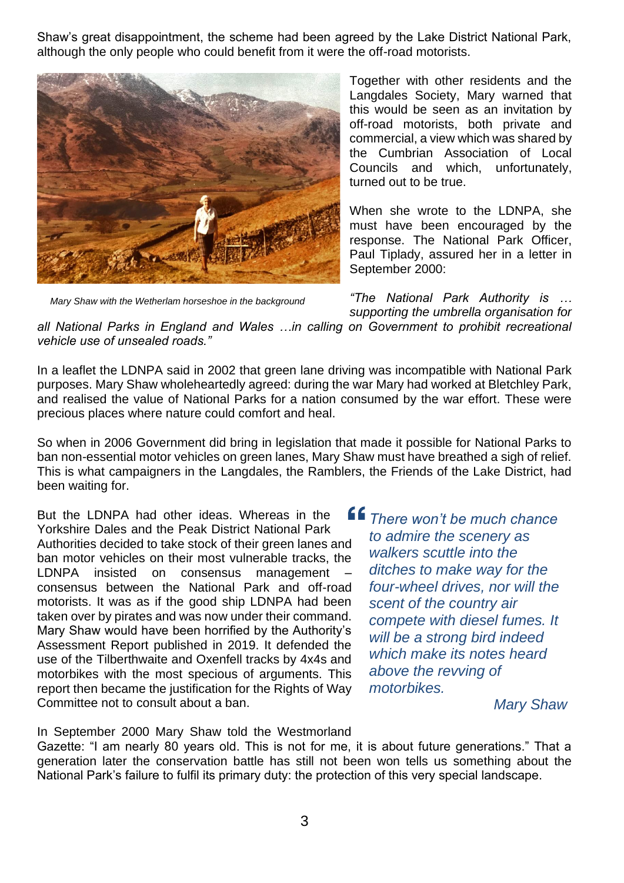Shaw's great disappointment, the scheme had been agreed by the Lake District National Park, although the only people who could benefit from it were the off-road motorists.

*Mary Shaw with the Wetherlam horseshoe in the background*

Together with other residents and the Langdales Society, Mary warned that this would be seen as an invitation by off-road motorists, both private and commercial, a view which was shared by the Cumbrian Association of Local Councils and which, unfortunately, turned out to be true.

When she wrote to the LDNPA, she must have been encouraged by the response. The National Park Officer, Paul Tiplady, assured her in a letter in September 2000:

*"The National Park Authority is … supporting the umbrella organisation for all National Parks in England and Wales …in calling on Government to prohibit recreational vehicle use of unsealed roads."*

In a leaflet the LDNPA said in 2002 that green lane driving was incompatible with National Park purposes. Mary Shaw wholeheartedly agreed: during the war Mary had worked at Bletchley Park, and realised the value of National Parks for a nation consumed by the war effort. These were precious places where nature could comfort and heal.

So when in 2006 Government did bring in legislation that made it possible for National Parks to ban non-essential motor vehicles on green lanes, Mary Shaw must have breathed a sigh of relief. This is what campaigners in the Langdales, the Ramblers, the Friends of the Lake District, had been waiting for.

But the LDNPA had other ideas. Whereas in the Yorkshire Dales and the Peak District National Park Authorities decided to take stock of their green lanes and ban motor vehicles on their most vulnerable tracks, the LDNPA insisted on consensus management – consensus between the National Park and off-road motorists. It was as if the good ship LDNPA had been taken over by pirates and was now under their command. Mary Shaw would have been horrified by the Authority's Assessment Report published in 2019. It defended the use of the Tilberthwaite and Oxenfell tracks by 4x4s and motorbikes with the most specious of arguments. This report then became the justification for the Rights of Way Committee not to consult about a ban.

> *"There won't be much chance to admire the scenery as walkers scuttle into the ditches to make way for the four-wheel drives, nor will the scent of the country air compete with diesel fumes. It will be a strong bird indeed which make its notes heard above the revving of motorbikes.*
>
> *Mary Shaw*

In September 2000 Mary Shaw told the Westmorland Gazette: "I am nearly 80 years old. This is not for me, it is about future generations." That a generation later the conservation battle has still not been won tells us something about the National Park's failure to fulfil its primary duty: the protection of this very special landscape.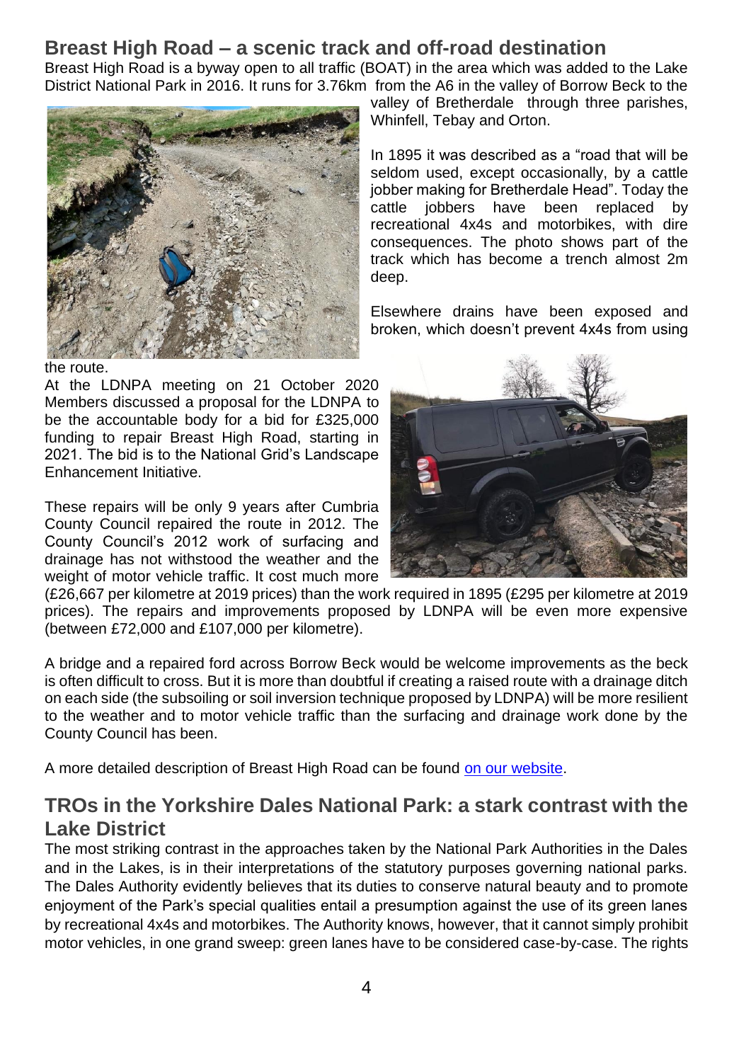## Breast High Road – a scenic track and off-road destination

Breast High Road is a byway open to all traffic (BOAT) in the area which was added to the Lake District National Park in 2016. It runs for 3.76km from the A6 in the valley of Borrow Beck to the valley of Bretherdale through three parishes, Whinfell, Tebay and Orton.

In 1895 it was described as a "road that will be seldom used, except occasionally, by a cattle jobber making for Bretherdale Head". Today the cattle jobbers have been replaced by recreational 4x4s and motorbikes, with dire consequences. The photo shows part of the track which has become a trench almost 2m deep.

Elsewhere drains have been exposed and broken, which doesn't prevent 4x4s from using the route.

At the LDNPA meeting on 21 October 2020 Members discussed a proposal for the LDNPA to be the accountable body for a bid for £325,000 funding to repair Breast High Road, starting in 2021. The bid is to the National Grid's Landscape Enhancement Initiative.

These repairs will be only 9 years after Cumbria County Council repaired the route in 2012. The County Council's 2012 work of surfacing and drainage has not withstood the weather and the weight of motor vehicle traffic. It cost much more (£26,667 per kilometre at 2019 prices) than the work required in 1895 (£295 per kilometre at 2019 prices). The repairs and improvements proposed by LDNPA will be even more expensive (between £72,000 and £107,000 per kilometre).

A bridge and a repaired ford across Borrow Beck would be welcome improvements as the beck is often difficult to cross. But it is more than doubtful if creating a raised route with a drainage ditch on each side (the subsoiling or soil inversion technique proposed by LDNPA) will be more resilient to the weather and to motor vehicle traffic than the surfacing and drainage work done by the County Council has been.

A more detailed description of Breast High Road can be found [on our website](on our website).

## TROs in the Yorkshire Dales National Park: a stark contrast with the Lake District

The most striking contrast in the approaches taken by the National Park Authorities in the Dales and in the Lakes, is in their interpretations of the statutory purposes governing national parks. The Dales Authority evidently believes that its duties to conserve natural beauty and to promote enjoyment of the Park's special qualities entail a presumption against the use of its green lanes by recreational 4x4s and motorbikes. The Authority knows, however, that it cannot simply prohibit motor vehicles, in one grand sweep: green lanes have to be considered case-by-case. The rights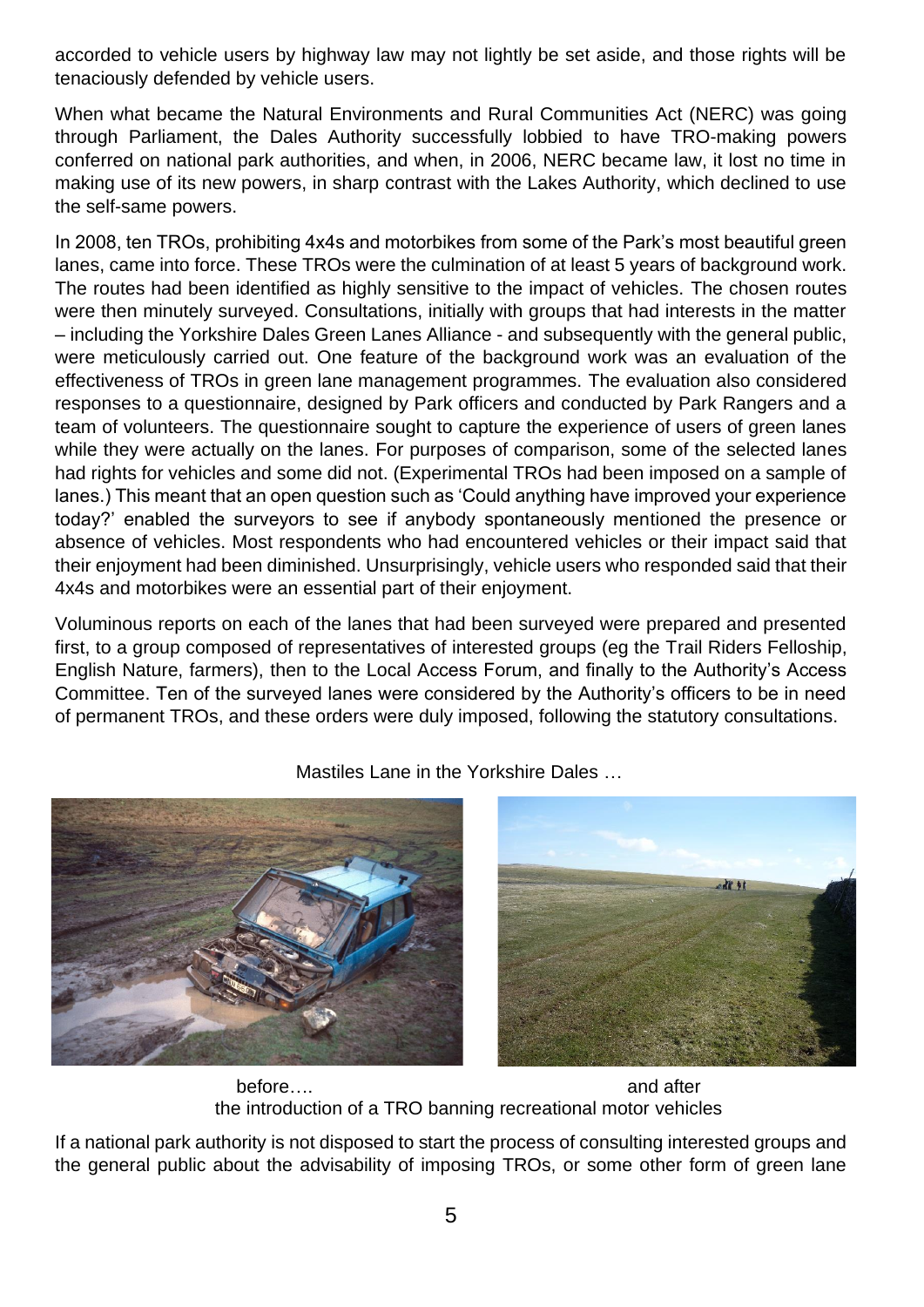accorded to vehicle users by highway law may not lightly be set aside, and those rights will be tenaciously defended by vehicle users.

When what became the Natural Environments and Rural Communities Act (NERC) was going through Parliament, the Dales Authority successfully lobbied to have TRO-making powers conferred on national park authorities, and when, in 2006, NERC became law, it lost no time in making use of its new powers, in sharp contrast with the Lakes Authority, which declined to use the self-same powers.

In 2008, ten TROs, prohibiting 4x4s and motorbikes from some of the Park's most beautiful green lanes, came into force. These TROs were the culmination of at least 5 years of background work. The routes had been identified as highly sensitive to the impact of vehicles. The chosen routes were then minutely surveyed. Consultations, initially with groups that had interests in the matter – including the Yorkshire Dales Green Lanes Alliance - and subsequently with the general public, were meticulously carried out. One feature of the background work was an evaluation of the effectiveness of TROs in green lane management programmes. The evaluation also considered responses to a questionnaire, designed by Park officers and conducted by Park Rangers and a team of volunteers. The questionnaire sought to capture the experience of users of green lanes while they were actually on the lanes. For purposes of comparison, some of the selected lanes had rights for vehicles and some did not. (Experimental TROs had been imposed on a sample of lanes.) This meant that an open question such as 'Could anything have improved your experience today?' enabled the surveyors to see if anybody spontaneously mentioned the presence or absence of vehicles. Most respondents who had encountered vehicles or their impact said that their enjoyment had been diminished. Unsurprisingly, vehicle users who responded said that their 4x4s and motorbikes were an essential part of their enjoyment.

Voluminous reports on each of the lanes that had been surveyed were prepared and presented first, to a group composed of representatives of interested groups (eg the Trail Riders Felloship, English Nature, farmers), then to the Local Access Forum, and finally to the Authority's Access Committee. Ten of the surveyed lanes were considered by the Authority's officers to be in need of permanent TROs, and these orders were duly imposed, following the statutory consultations.

Mastiles Lane in the Yorkshire Dales …

before…. and after
the introduction of a TRO banning recreational motor vehicles

If a national park authority is not disposed to start the process of consulting interested groups and the general public about the advisability of imposing TROs, or some other form of green lane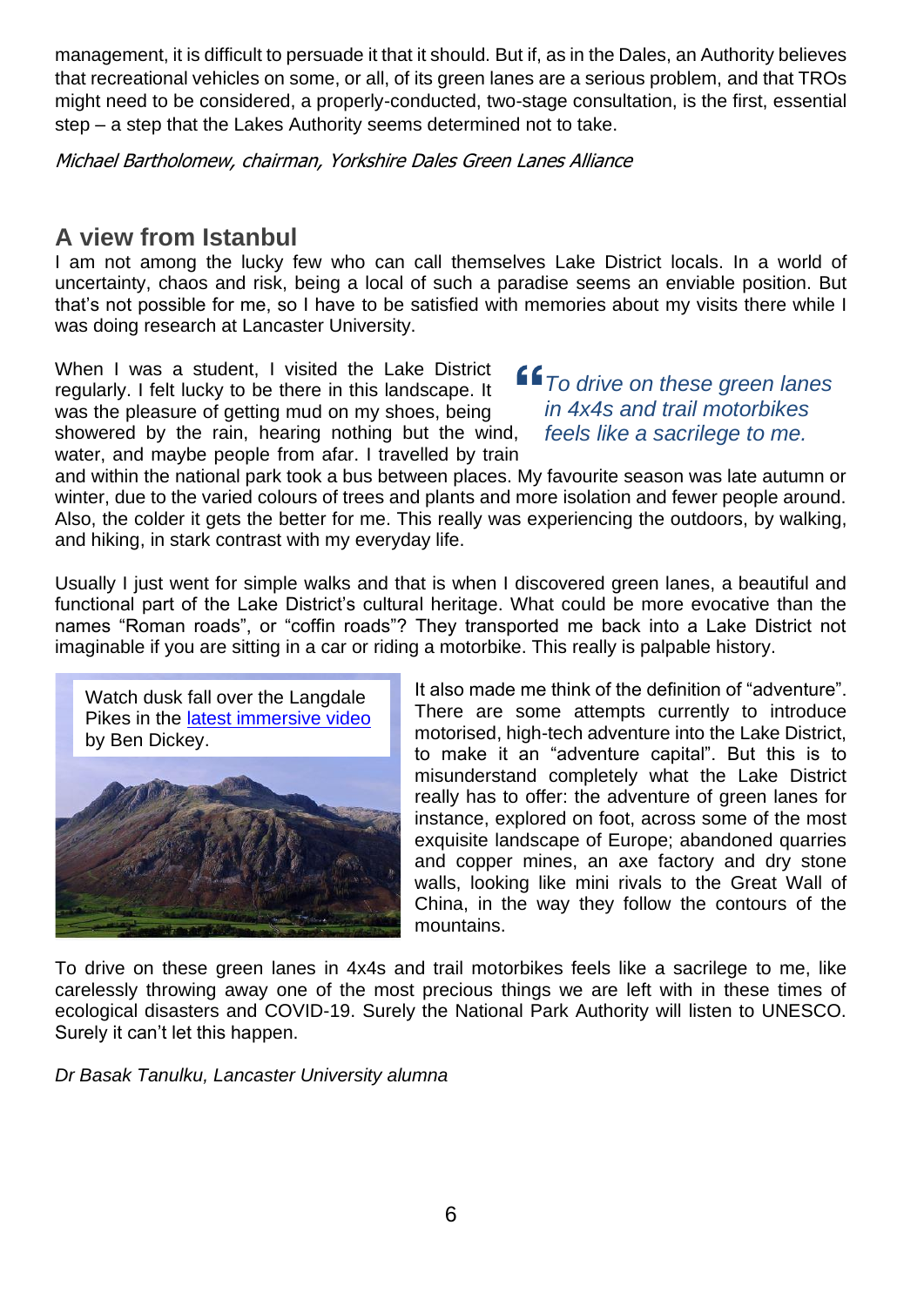management, it is difficult to persuade it that it should. But if, as in the Dales, an Authority believes that recreational vehicles on some, or all, of its green lanes are a serious problem, and that TROs might need to be considered, a properly-conducted, two-stage consultation, is the first, essential step – a step that the Lakes Authority seems determined not to take.

*Michael Bartholomew, chairman, Yorkshire Dales Green Lanes Alliance*

## A view from Istanbul

I am not among the lucky few who can call themselves Lake District locals. In a world of uncertainty, chaos and risk, being a local of such a paradise seems an enviable position. But that's not possible for me, so I have to be satisfied with memories about my visits there while I was doing research at Lancaster University.

When I was a student, I visited the Lake District regularly. I felt lucky to be there in this landscape. It was the pleasure of getting mud on my shoes, being showered by the rain, hearing nothing but the wind, water, and maybe people from afar. I travelled by train and within the national park took a bus between places. My favourite season was late autumn or winter, due to the varied colours of trees and plants and more isolation and fewer people around. Also, the colder it gets the better for me. This really was experiencing the outdoors, by walking, and hiking, in stark contrast with my everyday life.

> *"To drive on these green lanes in 4x4s and trail motorbikes feels like a sacrilege to me.*

Usually I just went for simple walks and that is when I discovered green lanes, a beautiful and functional part of the Lake District's cultural heritage. What could be more evocative than the names "Roman roads", or "coffin roads"? They transported me back into a Lake District not imaginable if you are sitting in a car or riding a motorbike. This really is palpable history.

Watch dusk fall over the Langdale Pikes in the latest immersive video by Ben Dickey.

It also made me think of the definition of "adventure". There are some attempts currently to introduce motorised, high-tech adventure into the Lake District, to make it an "adventure capital". But this is to misunderstand completely what the Lake District really has to offer: the adventure of green lanes for instance, explored on foot, across some of the most exquisite landscape of Europe; abandoned quarries and copper mines, an axe factory and dry stone walls, looking like mini rivals to the Great Wall of China, in the way they follow the contours of the mountains.

To drive on these green lanes in 4x4s and trail motorbikes feels like a sacrilege to me, like carelessly throwing away one of the most precious things we are left with in these times of ecological disasters and COVID-19. Surely the National Park Authority will listen to UNESCO. Surely it can't let this happen.

*Dr Basak Tanulku, Lancaster University alumna*